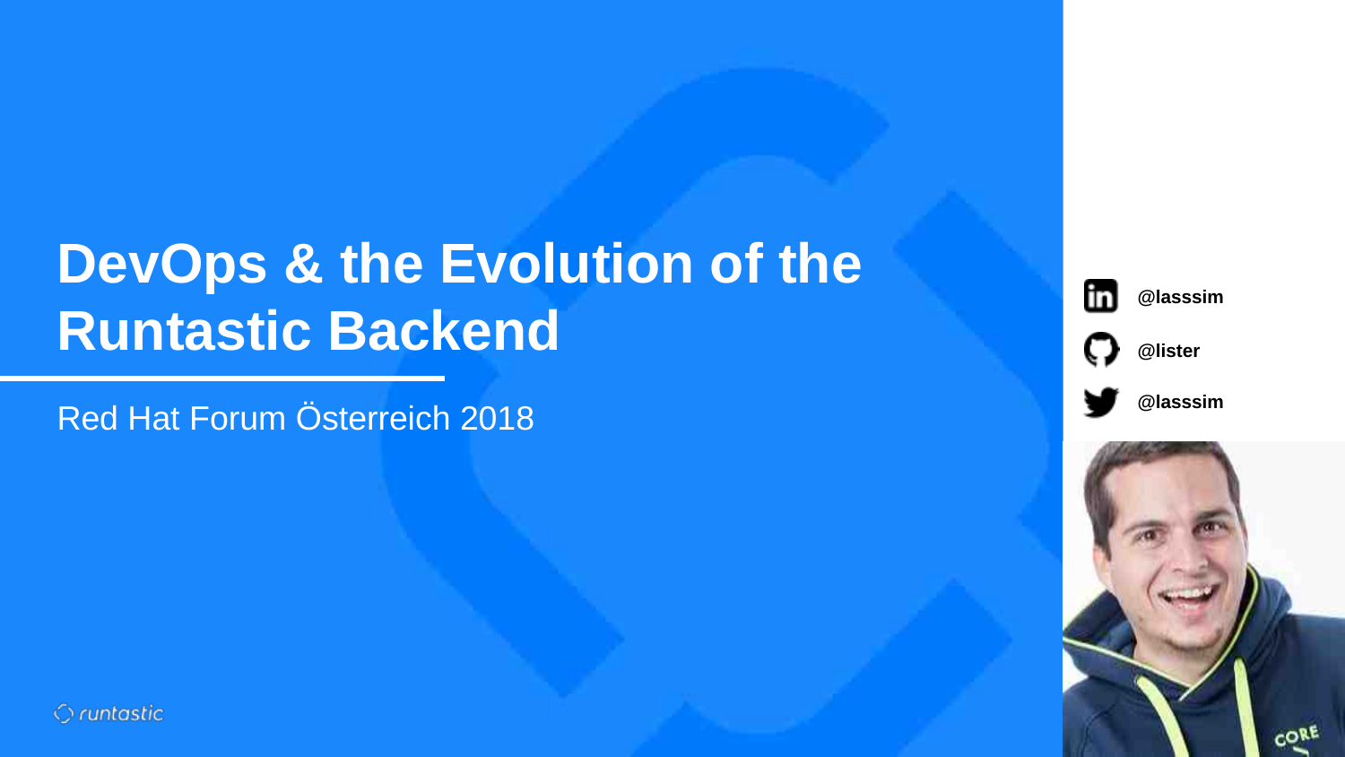# DevOps & the Evolution of the Runtastic Backend

Red Hat Forum Österreich 2018

@lasssim

@lister

@lasssim

runtastic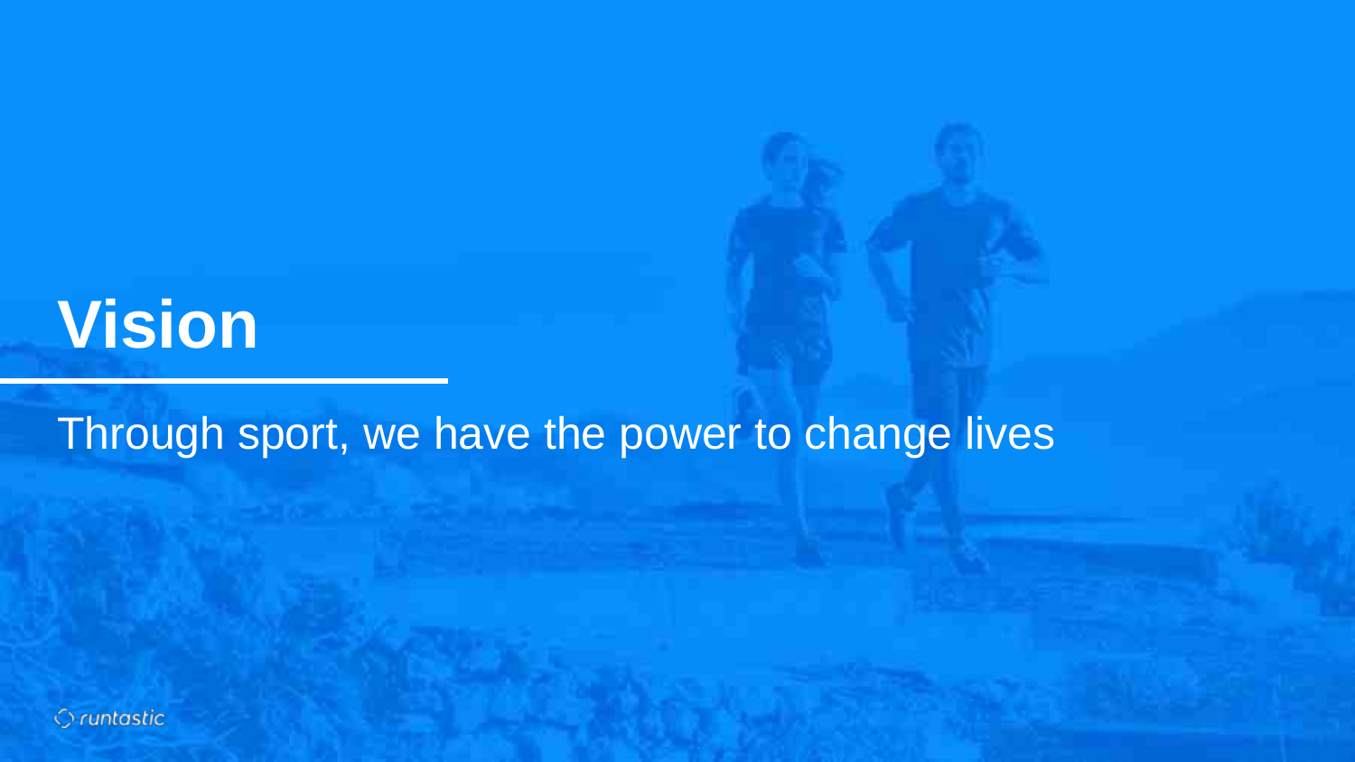# Vision

Through sport, we have the power to change lives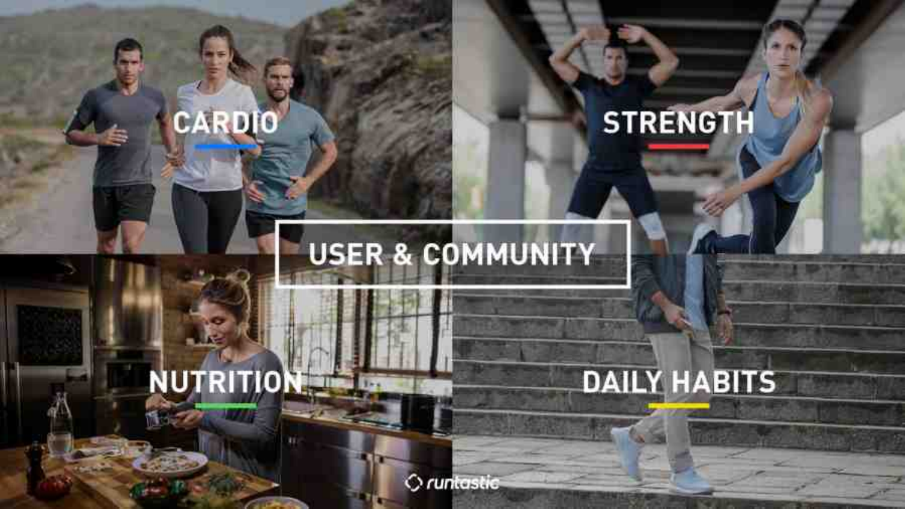CARDIO

STRENGTH

USER & COMMUNITY

NUTRITION

DAILY HABITS

runtastic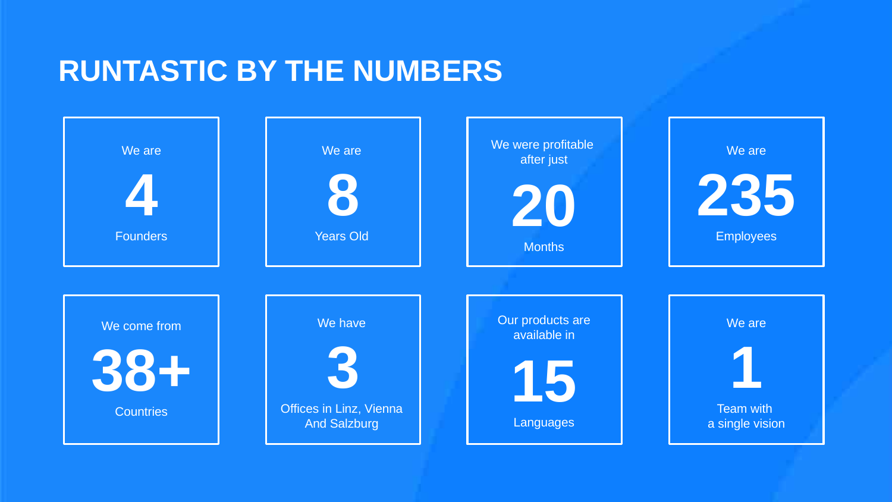# RUNTASTIC BY THE NUMBERS

We are
**4**
Founders

We are
**8**
Years Old

We were profitable after just
**20**
Months

We are
**235**
Employees

We come from
**38+**
Countries

We have
**3**
Offices in Linz, Vienna And Salzburg

Our products are available in
**15**
Languages

We are
**1**
Team with a single vision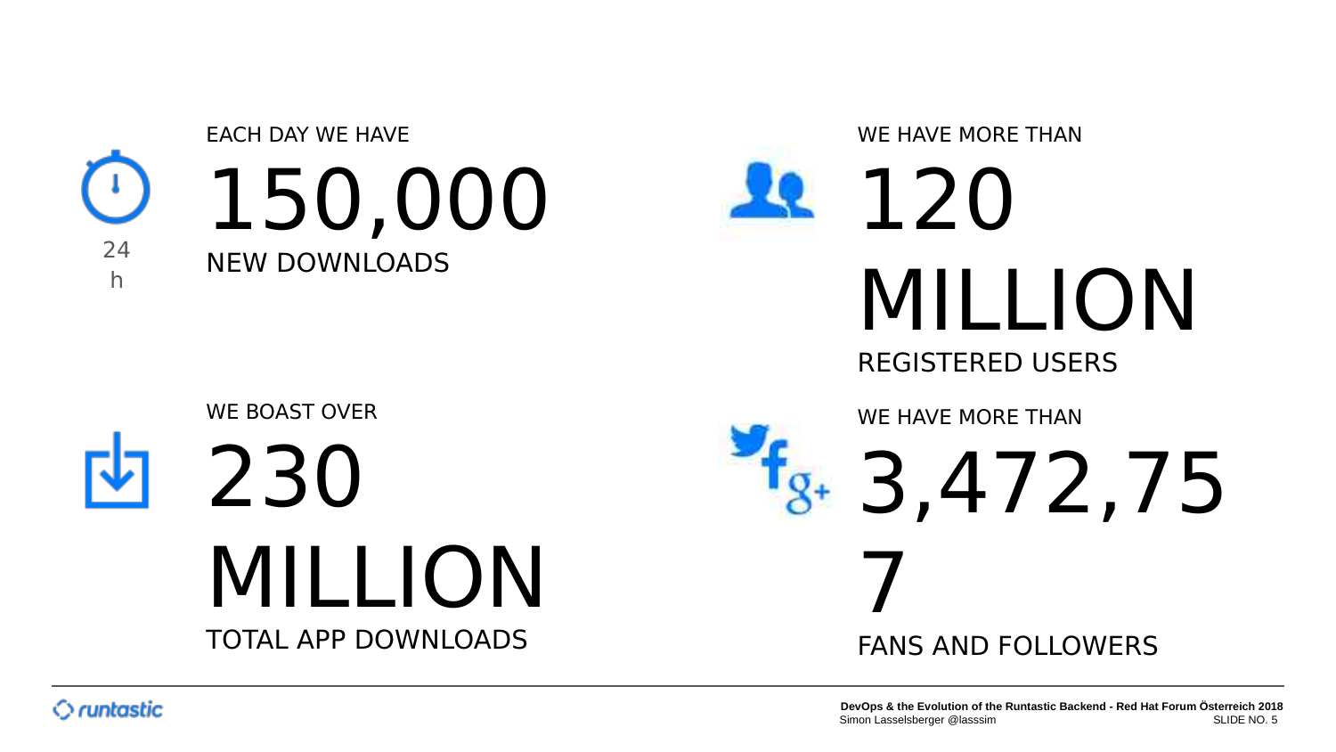24 h

EACH DAY WE HAVE

# 150,000

NEW DOWNLOADS

WE HAVE MORE THAN

# 120 MILLION

REGISTERED USERS

WE BOAST OVER

# 230 MILLION

TOTAL APP DOWNLOADS

WE HAVE MORE THAN

# 3,472,757

FANS AND FOLLOWERS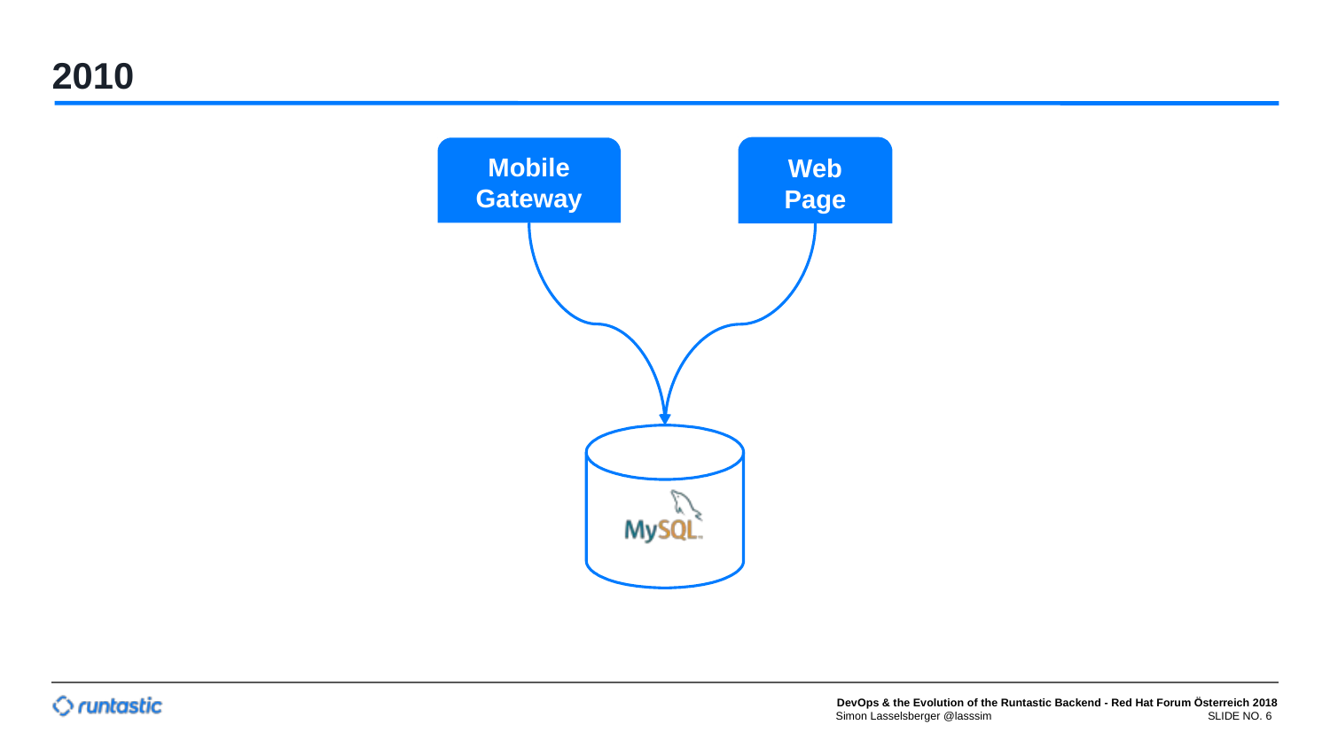# 2010

Mobile Gateway

Web Page

MySQL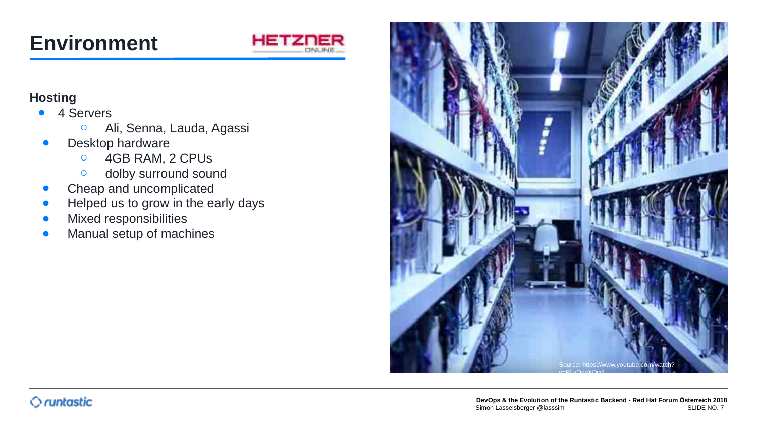# Environment

### Hosting

- 4 Servers
  - Ali, Senna, Lauda, Agassi
- Desktop hardware
  - 4GB RAM, 2 CPUs
  - dolby surround sound
- Cheap and uncomplicated
- Helped us to grow in the early days
- Mixed responsibilities
- Manual setup of machines

Source: https://www.youtube.com/watch?v=PLvOcpXDci4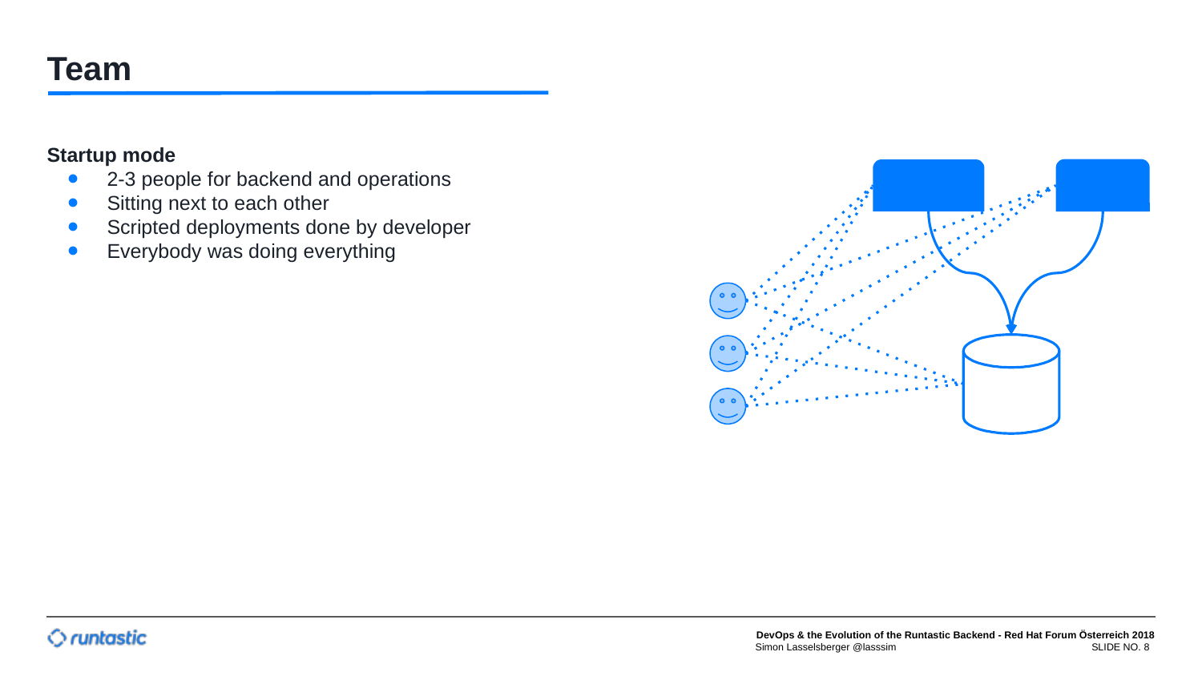# Team

**Startup mode**

- 2-3 people for backend and operations
- Sitting next to each other
- Scripted deployments done by developer
- Everybody was doing everything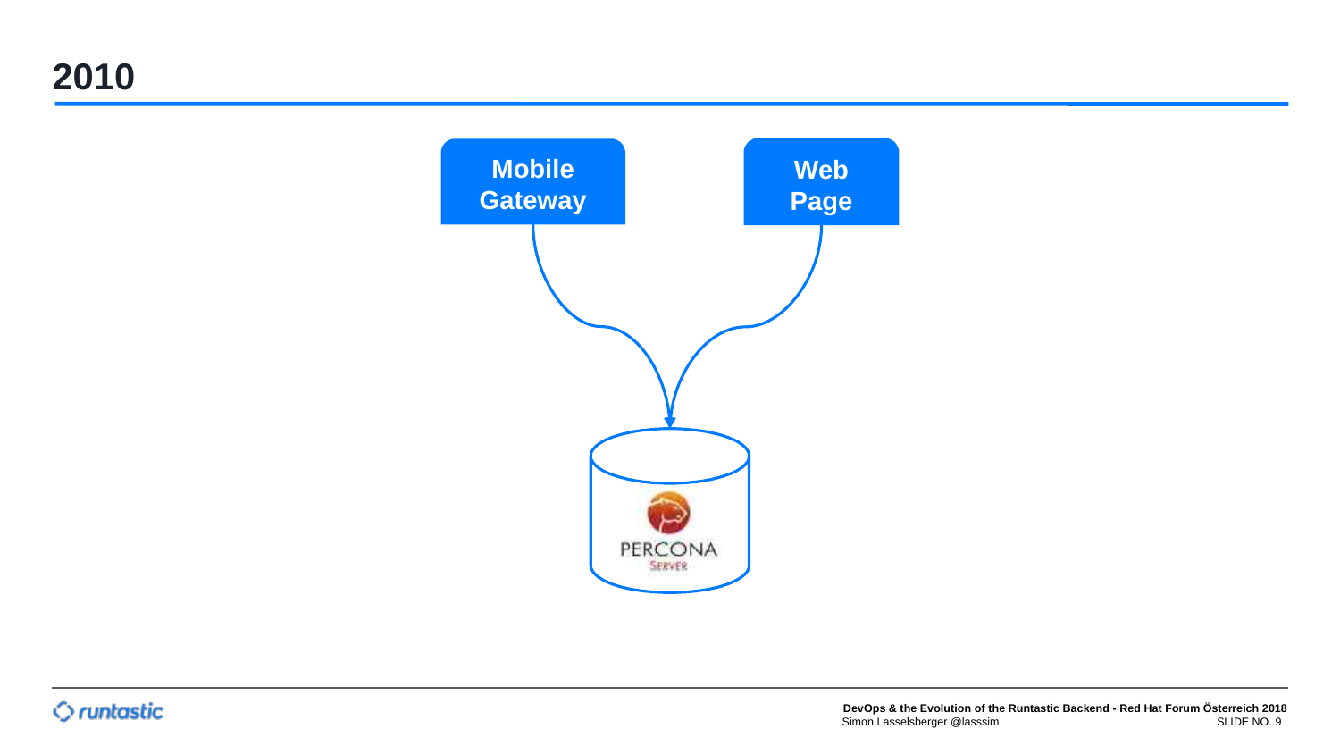# 2010

Mobile Gateway

Web Page

PERCONA SERVER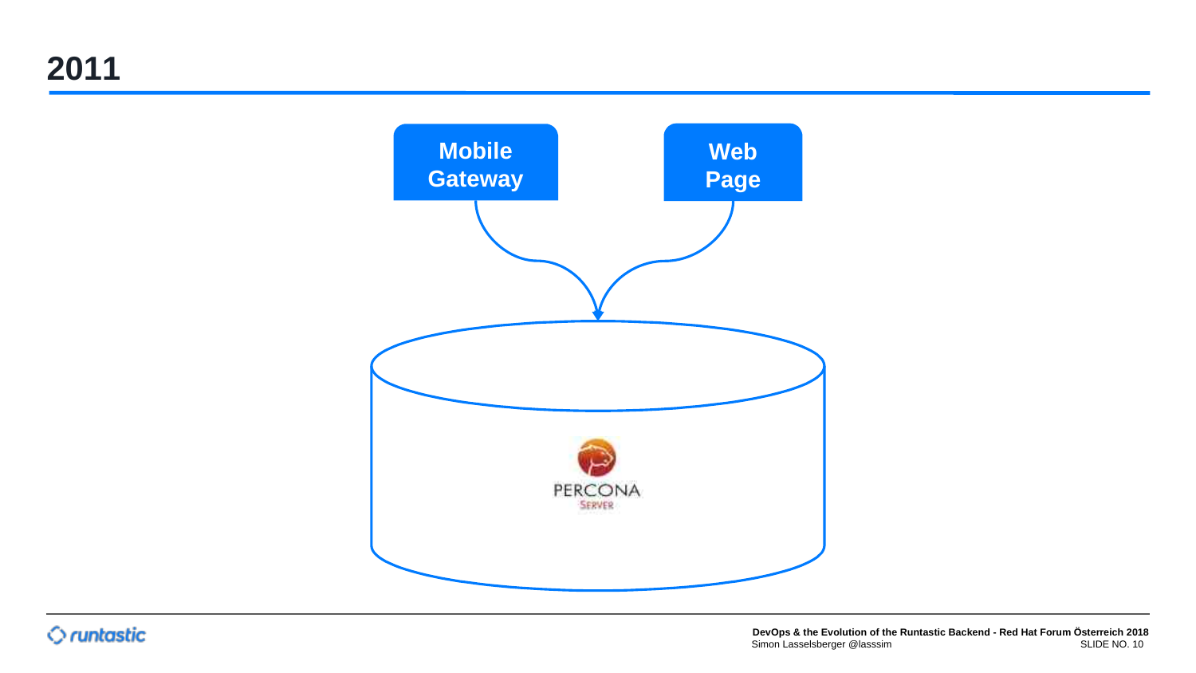# 2011

Mobile Gateway

Web Page

PERCONA SERVER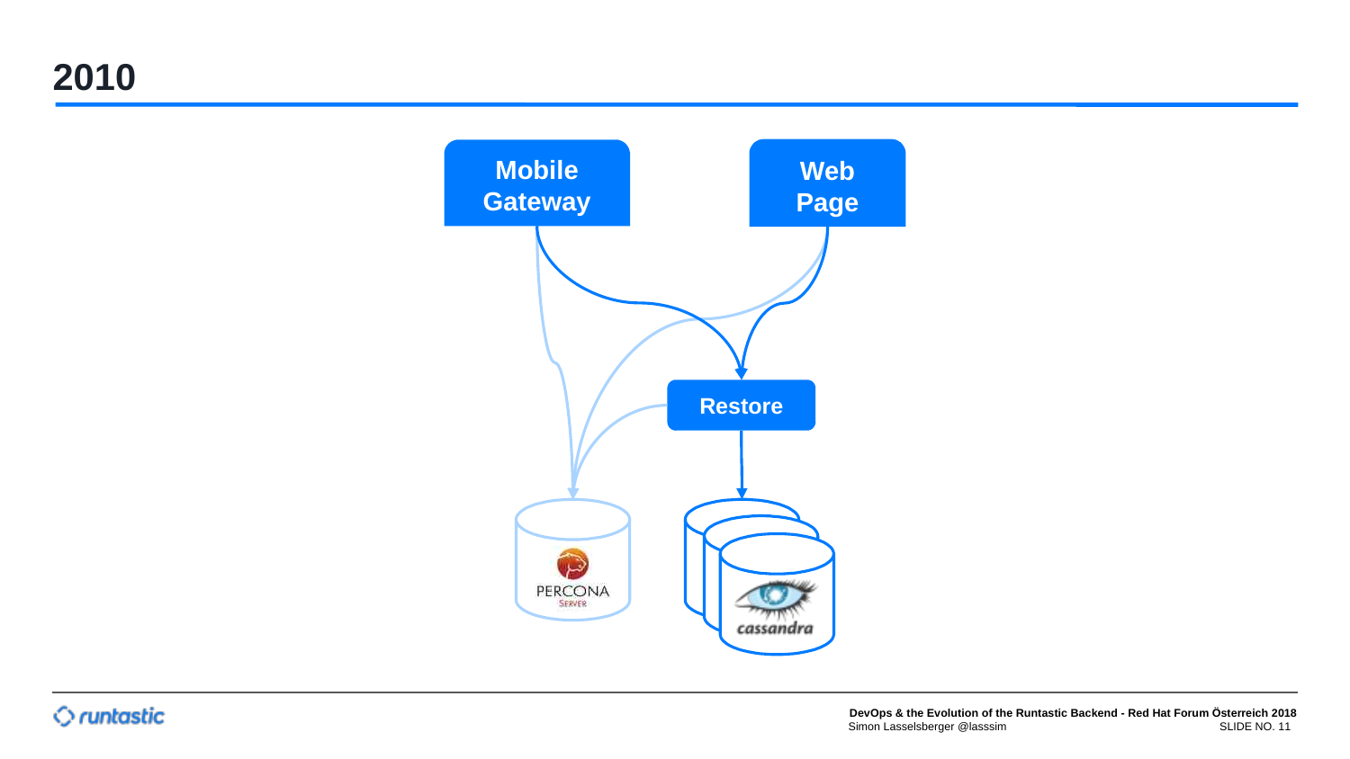# 2010

Mobile Gateway

Web Page

Restore

PERCONA SERVER

cassandra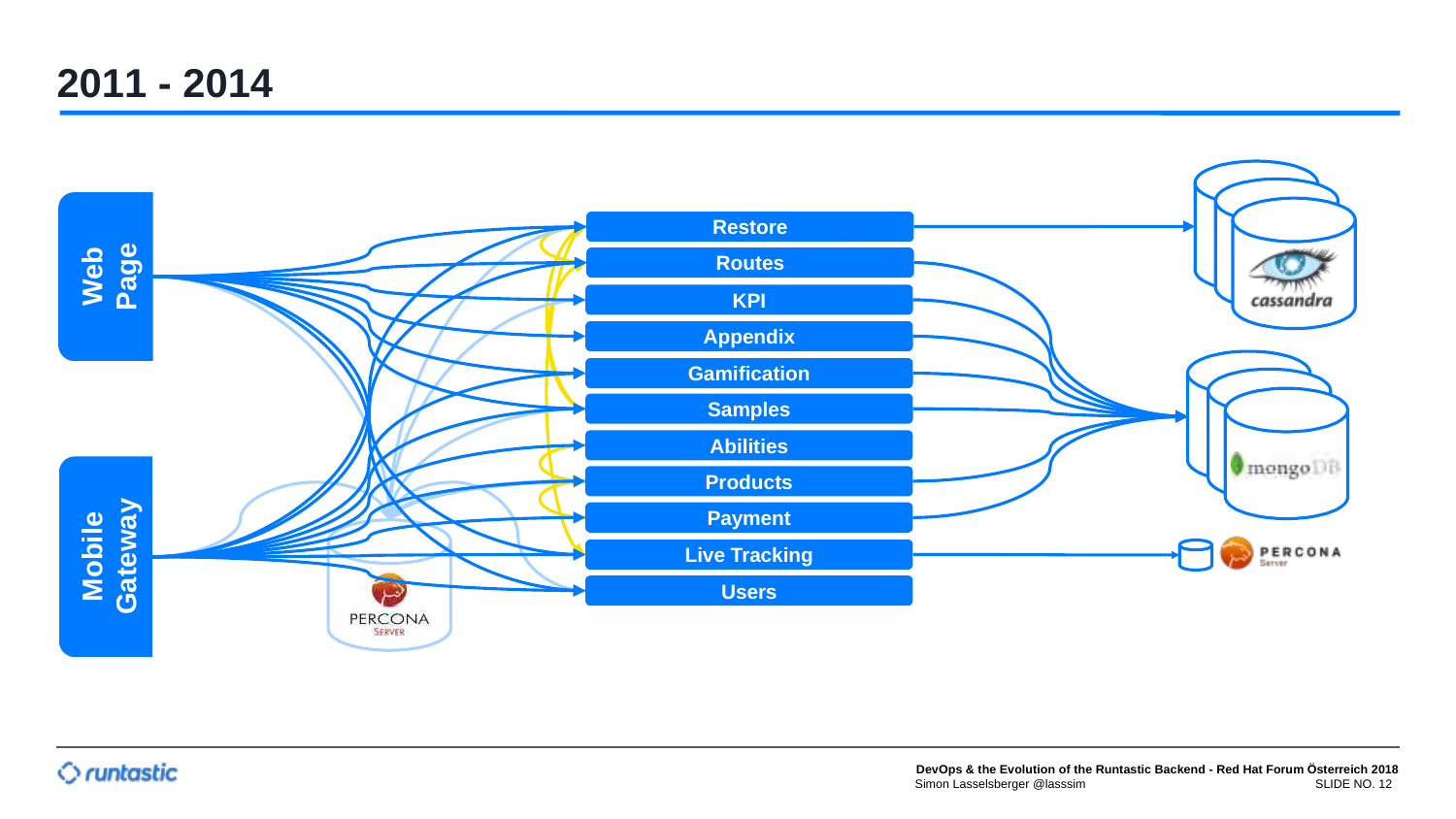# 2011 - 2014

Web Page

Mobile Gateway

- Restore
- Routes
- KPI
- Appendix
- Gamification
- Samples
- Abilities
- Products
- Payment
- Live Tracking
- Users

cassandra

mongoDB

PERCONA Server

PERCONA SERVER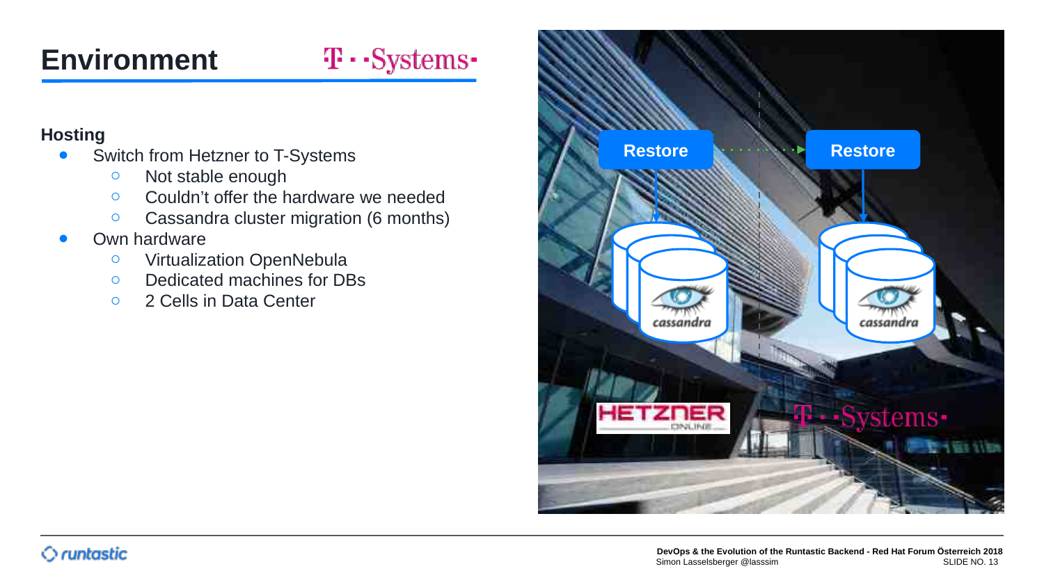# Environment

## Hosting

- Switch from Hetzner to T-Systems
  - Not stable enough
  - Couldn't offer the hardware we needed
  - Cassandra cluster migration (6 months)
- Own hardware
  - Virtualization OpenNebula
  - Dedicated machines for DBs
  - 2 Cells in Data Center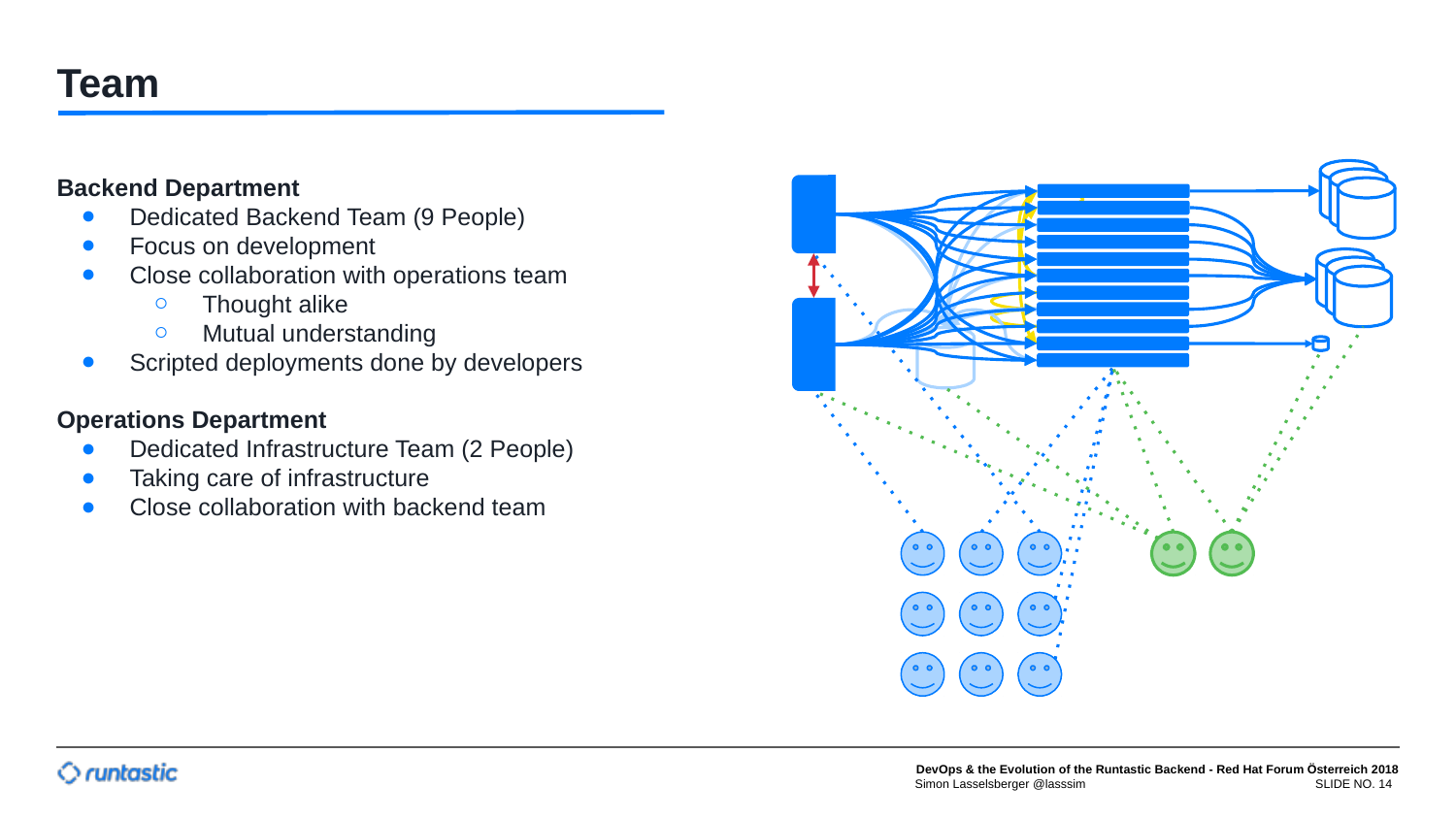# Team

**Backend Department**

- Dedicated Backend Team (9 People)
- Focus on development
- Close collaboration with operations team
  - Thought alike
  - Mutual understanding
- Scripted deployments done by developers

**Operations Department**

- Dedicated Infrastructure Team (2 People)
- Taking care of infrastructure
- Close collaboration with backend team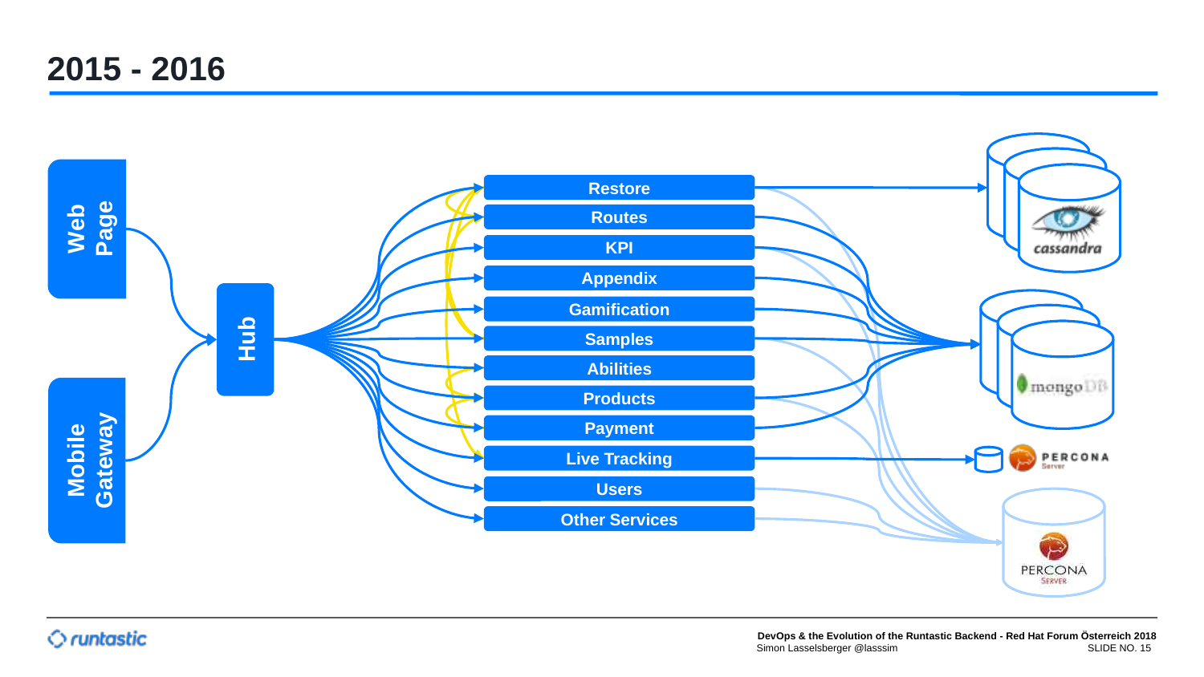# 2015 - 2016

Web Page

Mobile Gateway

Hub

- Restore
- Routes
- KPI
- Appendix
- Gamification
- Samples
- Abilities
- Products
- Payment
- Live Tracking
- Users
- Other Services

cassandra

mongoDB

PERCONA Server

PERCONA SERVER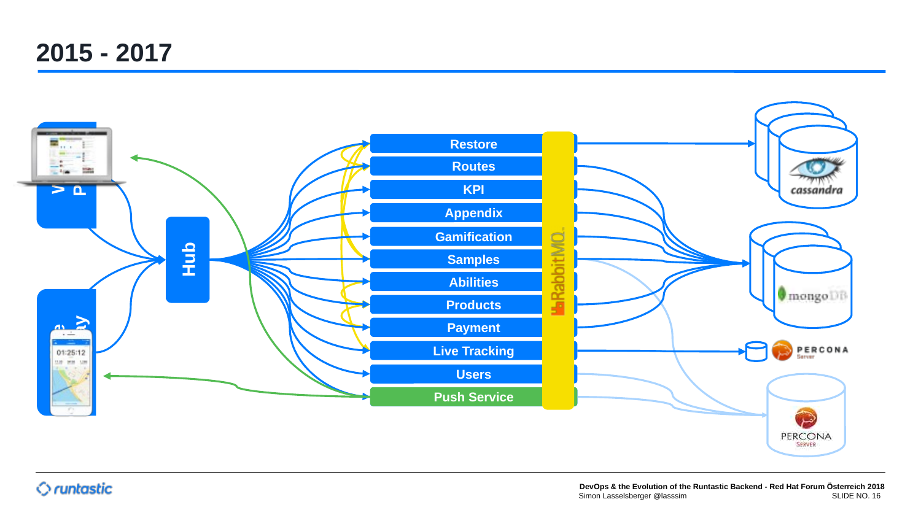# 2015 - 2017

Hub

- Restore
- Routes
- KPI
- Appendix
- Gamification
- Samples
- Abilities
- Products
- Payment
- Live Tracking
- Users
- Push Service

RabbitMQ

cassandra

mongoDB

PERCONA Server

PERCONA SERVER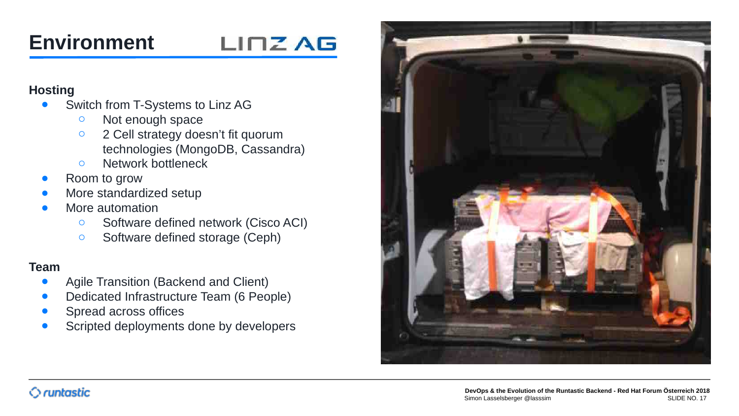# Environment

LINZ AG

**Hosting**

- Switch from T-Systems to Linz AG
  - Not enough space
  - 2 Cell strategy doesn't fit quorum technologies (MongoDB, Cassandra)
  - Network bottleneck
- Room to grow
- More standardized setup
- More automation
  - Software defined network (Cisco ACI)
  - Software defined storage (Ceph)

**Team**

- Agile Transition (Backend and Client)
- Dedicated Infrastructure Team (6 People)
- Spread across offices
- Scripted deployments done by developers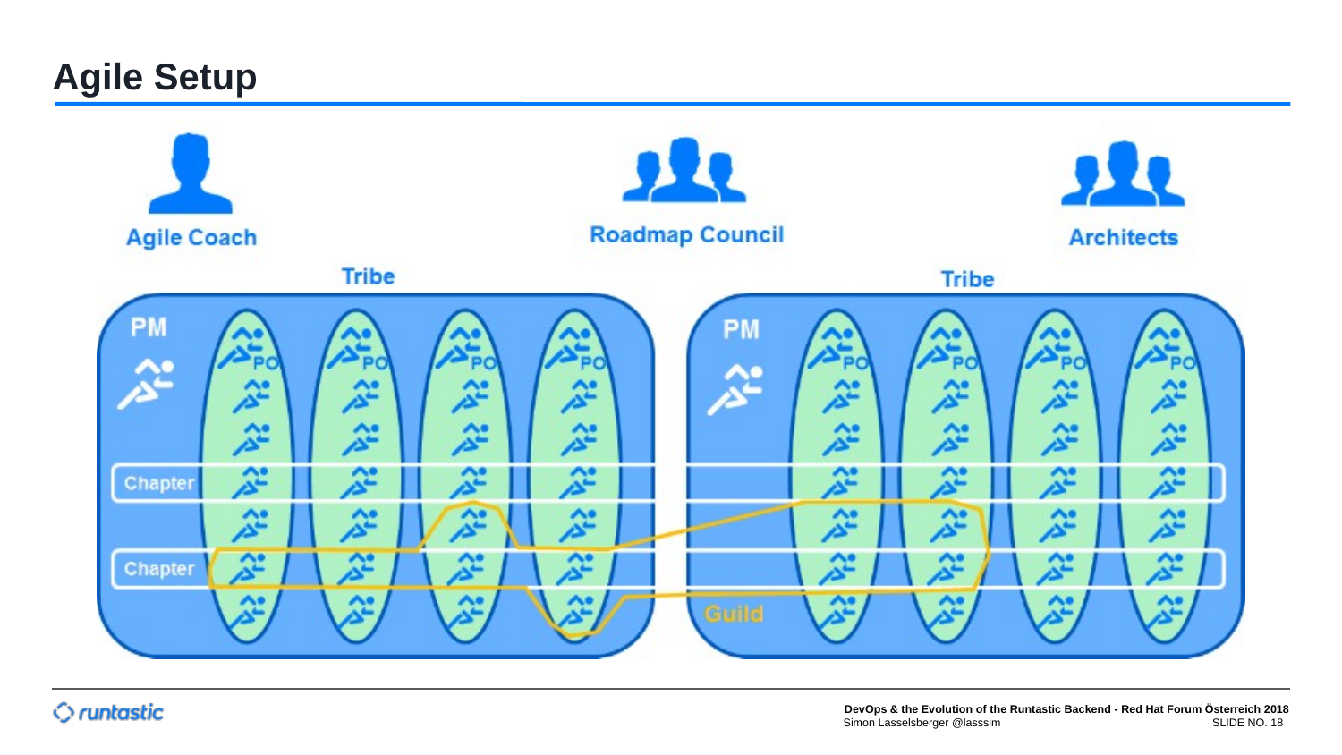# Agile Setup

Agile Coach

Roadmap Council

Architects

Tribe

PM

PO PO PO PO

Chapter

Chapter

Tribe

PM

PO PO PO PO

Guild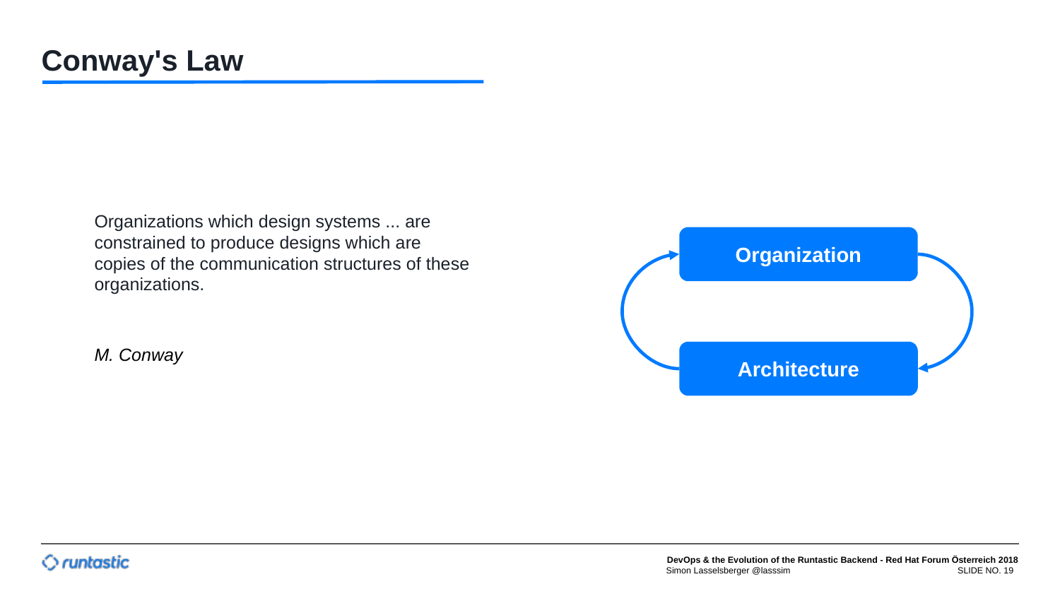# Conway's Law

Organizations which design systems ... are constrained to produce designs which are copies of the communication structures of these organizations.

*M. Conway*

Organization

Architecture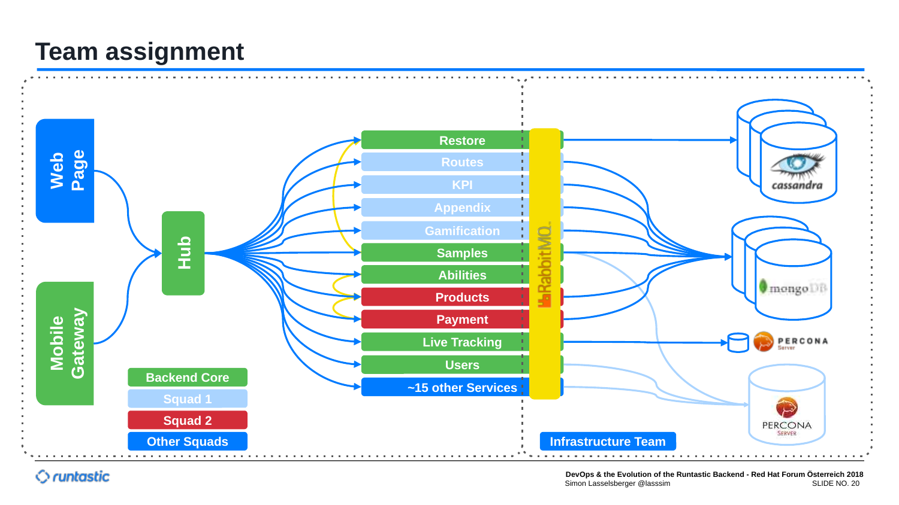# Team assignment

Web Page

Mobile Gateway

Hub

- Restore
- Routes
- KPI
- Appendix
- Gamification
- Samples
- Abilities
- Products
- Payment
- Live Tracking
- Users
- ~15 other Services

RabbitMQ

cassandra

mongoDB

PERCONA Server

PERCONA SERVER

Backend Core

Squad 1

Squad 2

Other Squads

Infrastructure Team

DevOps & the Evolution of the Runtastic Backend - Red Hat Forum Österreich 2018
Simon Lasselsberger @lasssim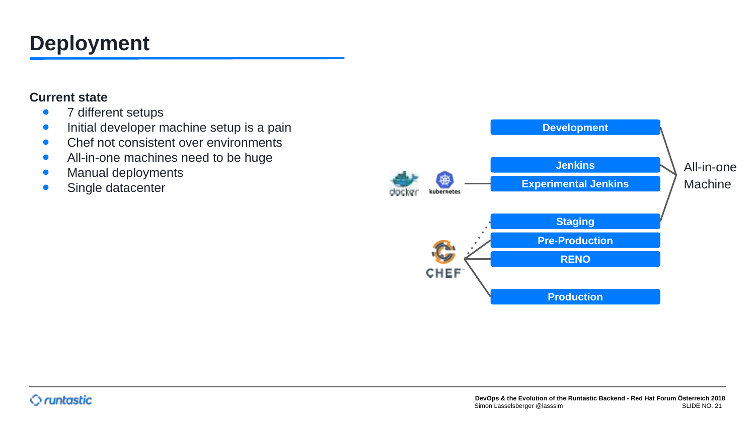# Deployment

**Current state**

- 7 different setups
- Initial developer machine setup is a pain
- Chef not consistent over environments
- All-in-one machines need to be huge
- Manual deployments
- Single datacenter

docker kubernetes

- Development
- Jenkins
- Experimental Jenkins
- Staging
- Pre-Production
- RENO
- Production

CHEF

All-in-one Machine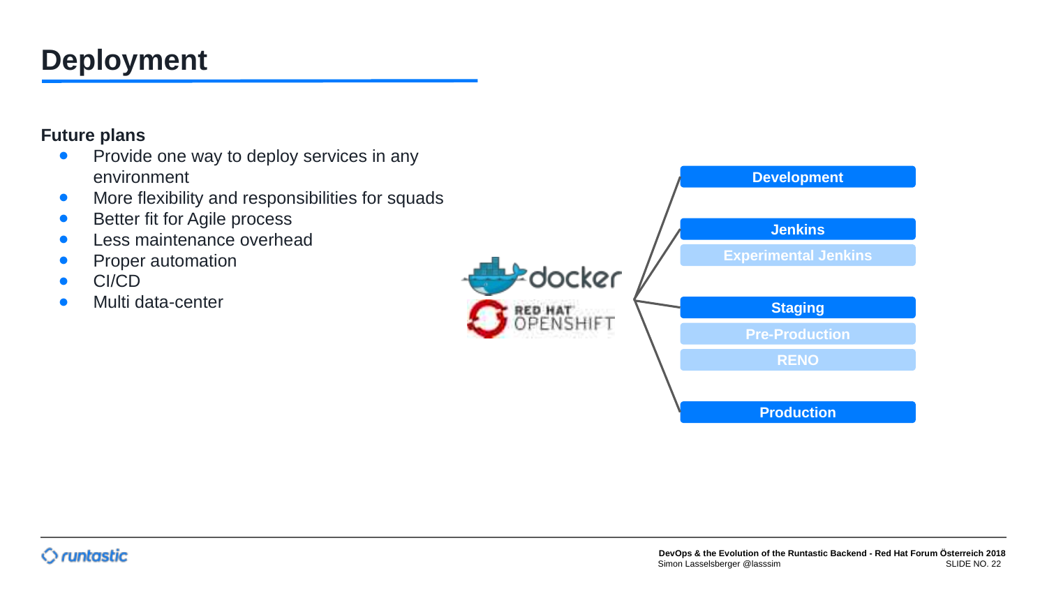# Deployment

**Future plans**

- Provide one way to deploy services in any environment
- More flexibility and responsibilities for squads
- Better fit for Agile process
- Less maintenance overhead
- Proper automation
- CI/CD
- Multi data-center

docker

RED HAT OPENSHIFT

- Development
- Jenkins
- Experimental Jenkins
- Staging
- Pre-Production
- RENO
- Production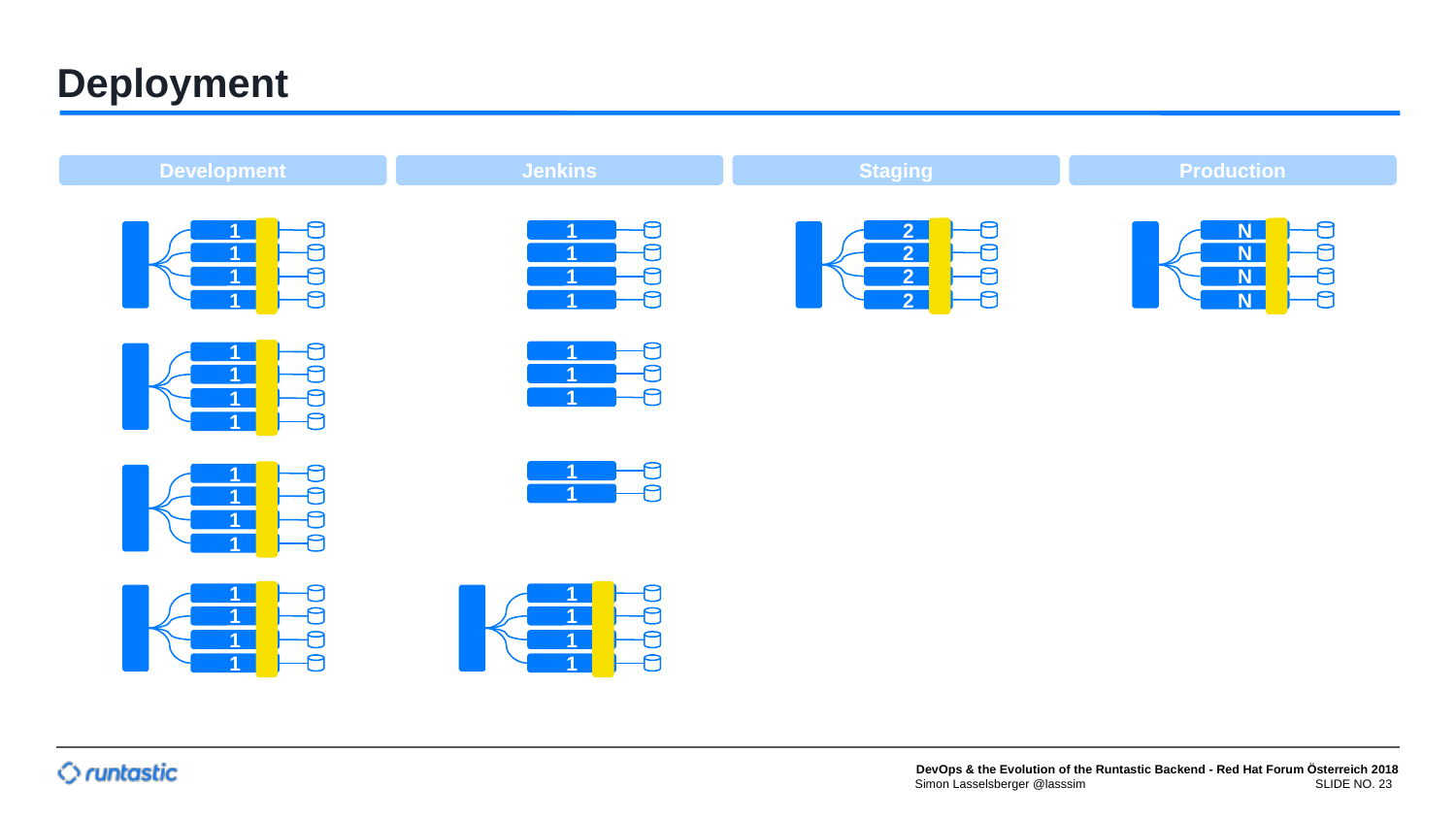# Deployment

| Development | Jenkins | Staging | Production |
|---|---|---|---|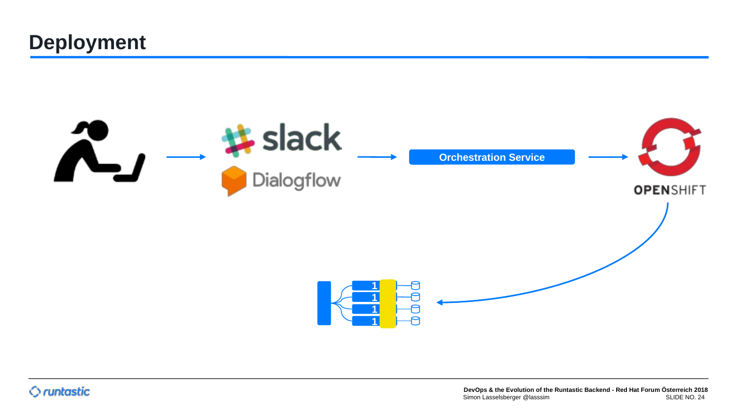# Deployment

slack

Dialogflow

Orchestration Service

OPENSHIFT

1
1
1
1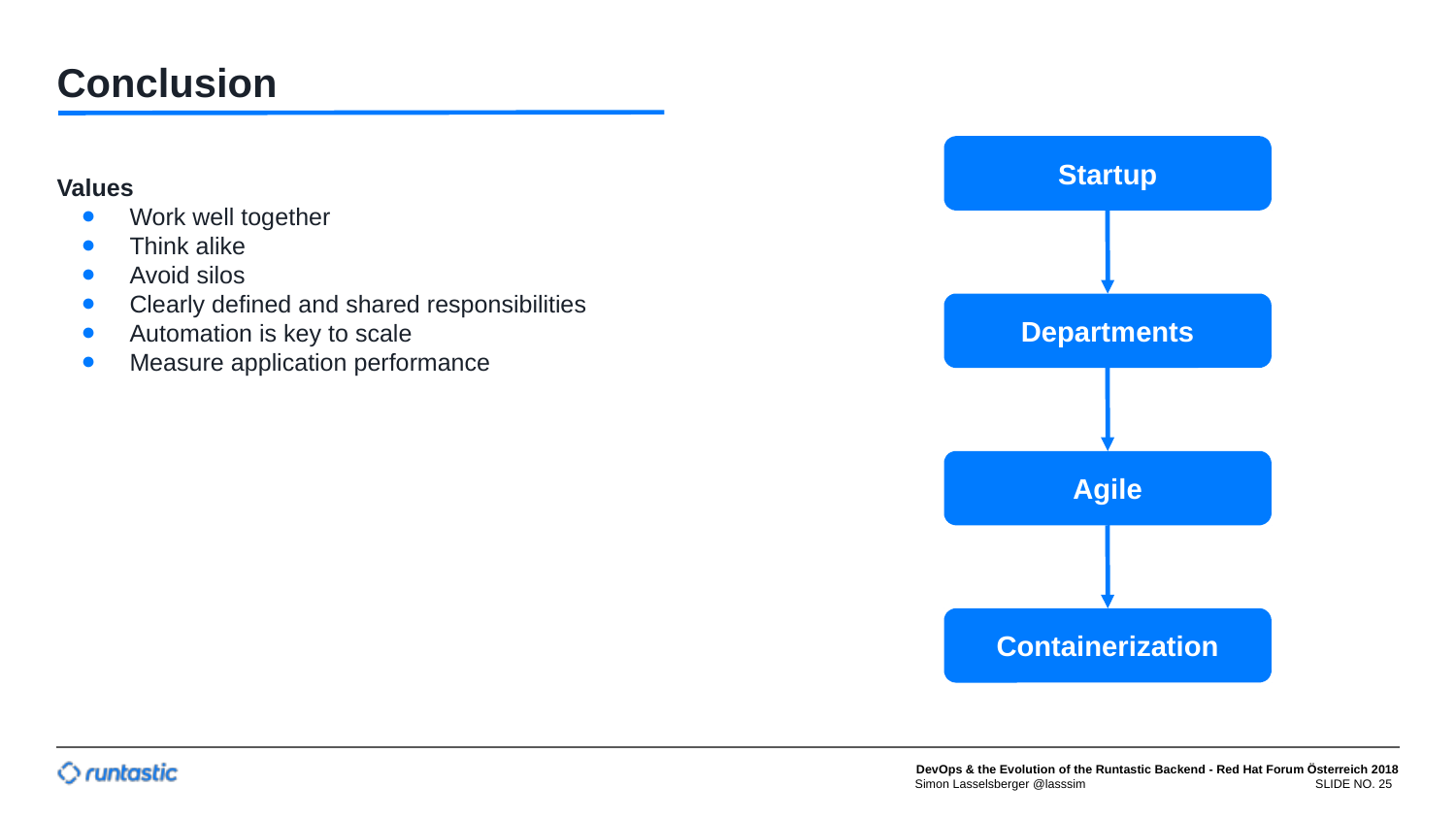# Conclusion

**Values**

- Work well together
- Think alike
- Avoid silos
- Clearly defined and shared responsibilities
- Automation is key to scale
- Measure application performance

**Startup** → **Departments** → **Agile** → **Containerization**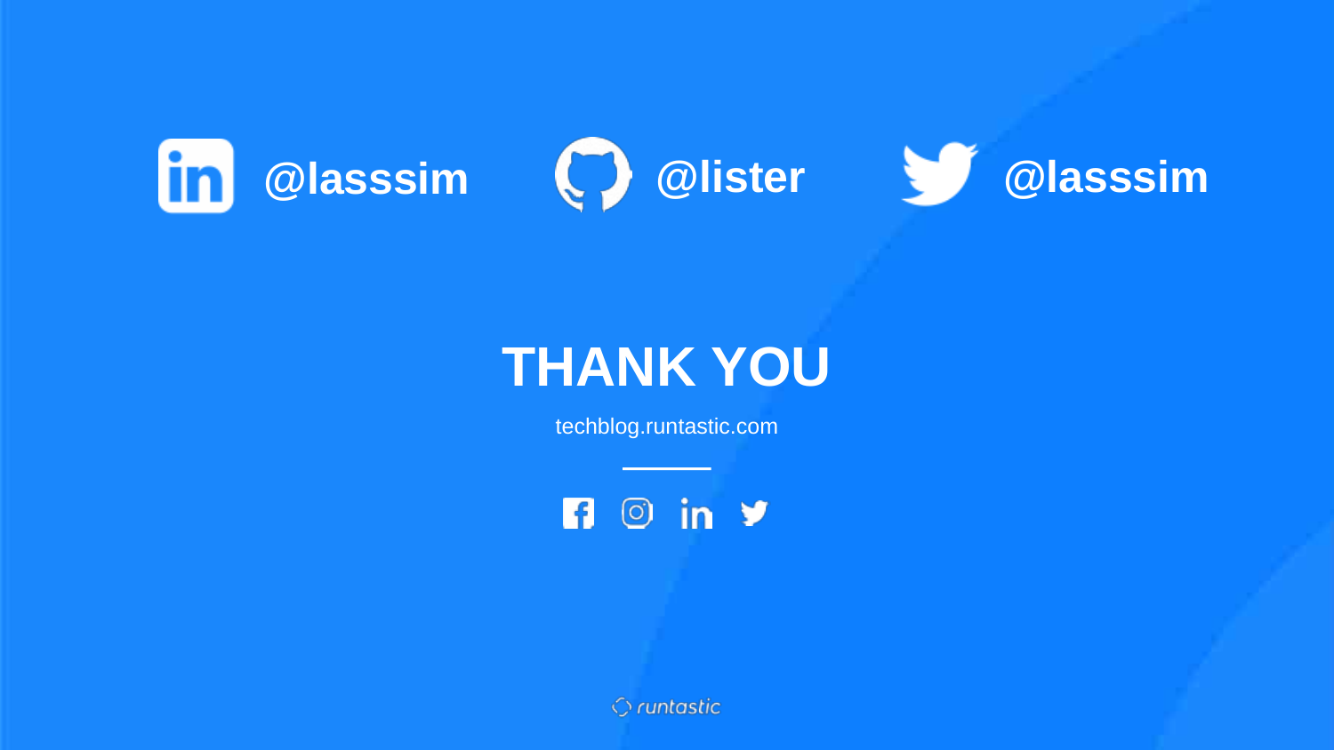@lasssim @lister @lasssim

# THANK YOU

techblog.runtastic.com

runtastic